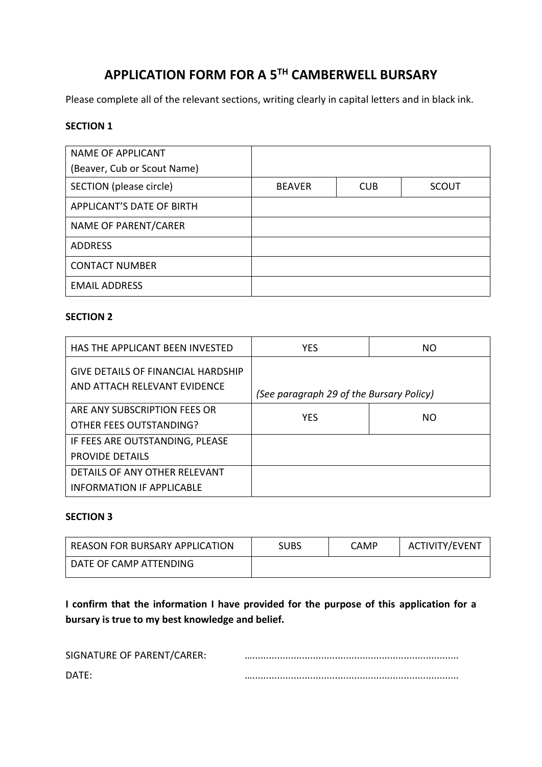# APPLICATION FORM FOR A 5TH CAMBERWELL BURSARY

Please complete all of the relevant sections, writing clearly in capital letters and in black ink.

**SECTION 1**

| | | | |
|---|---|---|---|
| NAME OF APPLICANT (Beaver, Cub or Scout Name) | | | |
| SECTION (please circle) | BEAVER | CUB | SCOUT |
| APPLICANT'S DATE OF BIRTH | | | |
| NAME OF PARENT/CARER | | | |
| ADDRESS | | | |
| CONTACT NUMBER | | | |
| EMAIL ADDRESS | | | |

**SECTION 2**

| | | |
|---|---|---|
| HAS THE APPLICANT BEEN INVESTED | YES | NO |
| GIVE DETAILS OF FINANCIAL HARDSHIP AND ATTACH RELEVANT EVIDENCE | *(See paragraph 29 of the Bursary Policy)* | |
| ARE ANY SUBSCRIPTION FEES OR OTHER FEES OUTSTANDING? | YES | NO |
| IF FEES ARE OUTSTANDING, PLEASE PROVIDE DETAILS | | |
| DETAILS OF ANY OTHER RELEVANT INFORMATION IF APPLICABLE | | |

**SECTION 3**

| | | | |
|---|---|---|---|
| REASON FOR BURSARY APPLICATION | SUBS | CAMP | ACTIVITY/EVENT |
| DATE OF CAMP ATTENDING | | | |

**I confirm that the information I have provided for the purpose of this application for a bursary is true to my best knowledge and belief.**

SIGNATURE OF PARENT/CARER: ............................................................................

DATE: ............................................................................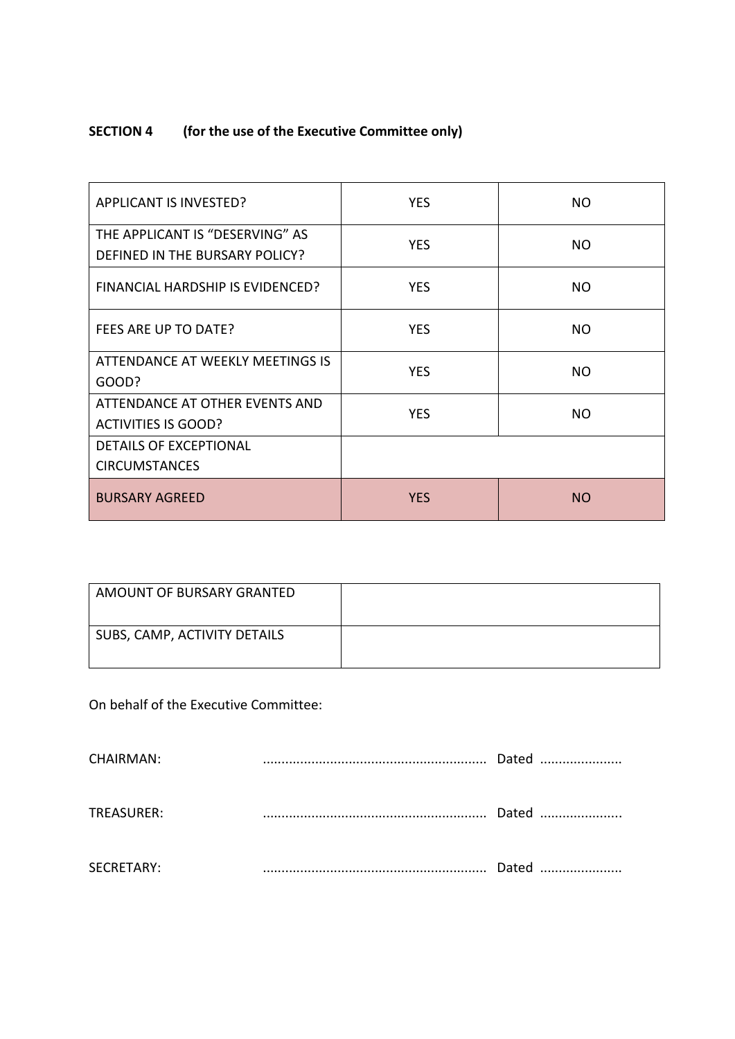**SECTION 4 (for the use of the Executive Committee only)**

| | | |
|---|---|---|
| APPLICANT IS INVESTED? | YES | NO |
| THE APPLICANT IS "DESERVING" AS DEFINED IN THE BURSARY POLICY? | YES | NO |
| FINANCIAL HARDSHIP IS EVIDENCED? | YES | NO |
| FEES ARE UP TO DATE? | YES | NO |
| ATTENDANCE AT WEEKLY MEETINGS IS GOOD? | YES | NO |
| ATTENDANCE AT OTHER EVENTS AND ACTIVITIES IS GOOD? | YES | NO |
| DETAILS OF EXCEPTIONAL CIRCUMSTANCES | | |
| BURSARY AGREED | YES | NO |

| | |
|---|---|
| AMOUNT OF BURSARY GRANTED | |
| SUBS, CAMP, ACTIVITY DETAILS | |

On behalf of the Executive Committee:

CHAIRMAN: ........................................................... Dated .....................

TREASURER: ........................................................... Dated .....................

SECRETARY: ........................................................... Dated .....................